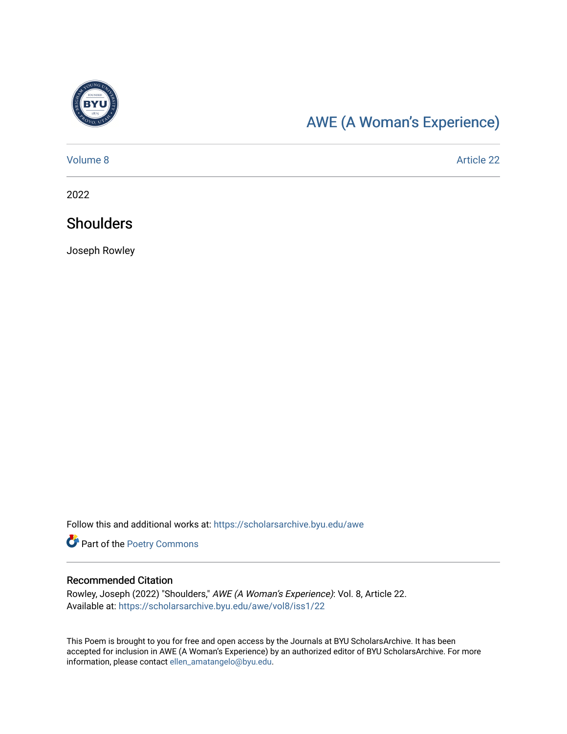[AWE (A Woman's Experience)](https://scholarsarchive.byu.edu/awe)

Volume 8 | Article 22

2022

# Shoulders

Joseph Rowley

Follow this and additional works at: https://scholarsarchive.byu.edu/awe

Part of the Poetry Commons

## Recommended Citation

Rowley, Joseph (2022) "Shoulders," *AWE (A Woman's Experience)*: Vol. 8, Article 22.
Available at: https://scholarsarchive.byu.edu/awe/vol8/iss1/22

This Poem is brought to you for free and open access by the Journals at BYU ScholarsArchive. It has been accepted for inclusion in AWE (A Woman's Experience) by an authorized editor of BYU ScholarsArchive. For more information, please contact ellen_amatangelo@byu.edu.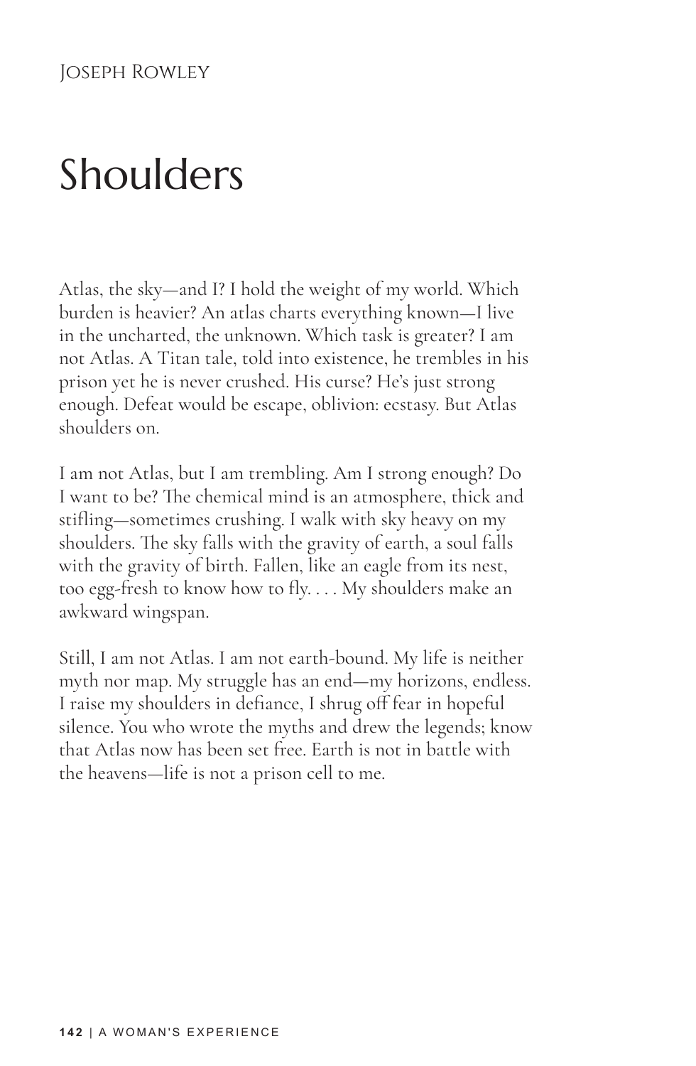Joseph Rowley

# Shoulders

Atlas, the sky—and I? I hold the weight of my world. Which burden is heavier? An atlas charts everything known—I live in the uncharted, the unknown. Which task is greater? I am not Atlas. A Titan tale, told into existence, he trembles in his prison yet he is never crushed. His curse? He's just strong enough. Defeat would be escape, oblivion: ecstasy. But Atlas shoulders on.

I am not Atlas, but I am trembling. Am I strong enough? Do I want to be? The chemical mind is an atmosphere, thick and stifling—sometimes crushing. I walk with sky heavy on my shoulders. The sky falls with the gravity of earth, a soul falls with the gravity of birth. Fallen, like an eagle from its nest, too egg-fresh to know how to fly. . . . My shoulders make an awkward wingspan.

Still, I am not Atlas. I am not earth-bound. My life is neither myth nor map. My struggle has an end—my horizons, endless. I raise my shoulders in defiance, I shrug off fear in hopeful silence. You who wrote the myths and drew the legends; know that Atlas now has been set free. Earth is not in battle with the heavens—life is not a prison cell to me.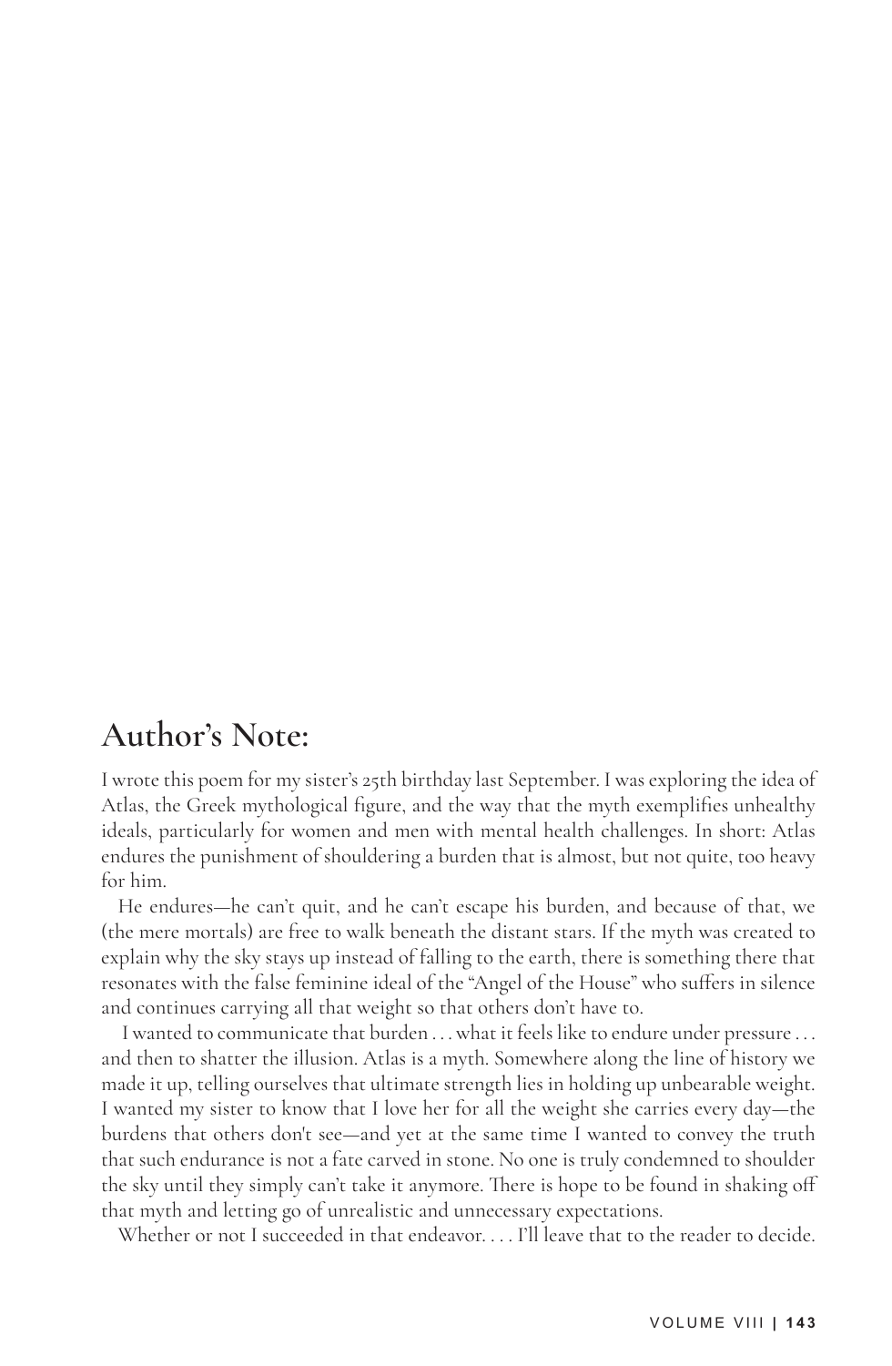## Author's Note:

I wrote this poem for my sister's 25th birthday last September. I was exploring the idea of Atlas, the Greek mythological figure, and the way that the myth exemplifies unhealthy ideals, particularly for women and men with mental health challenges. In short: Atlas endures the punishment of shouldering a burden that is almost, but not quite, too heavy for him.

He endures—he can't quit, and he can't escape his burden, and because of that, we (the mere mortals) are free to walk beneath the distant stars. If the myth was created to explain why the sky stays up instead of falling to the earth, there is something there that resonates with the false feminine ideal of the "Angel of the House" who suffers in silence and continues carrying all that weight so that others don't have to.

I wanted to communicate that burden . . . what it feels like to endure under pressure . . . and then to shatter the illusion. Atlas is a myth. Somewhere along the line of history we made it up, telling ourselves that ultimate strength lies in holding up unbearable weight. I wanted my sister to know that I love her for all the weight she carries every day—the burdens that others don't see—and yet at the same time I wanted to convey the truth that such endurance is not a fate carved in stone. No one is truly condemned to shoulder the sky until they simply can't take it anymore. There is hope to be found in shaking off that myth and letting go of unrealistic and unnecessary expectations.

Whether or not I succeeded in that endeavor. . . . I'll leave that to the reader to decide.